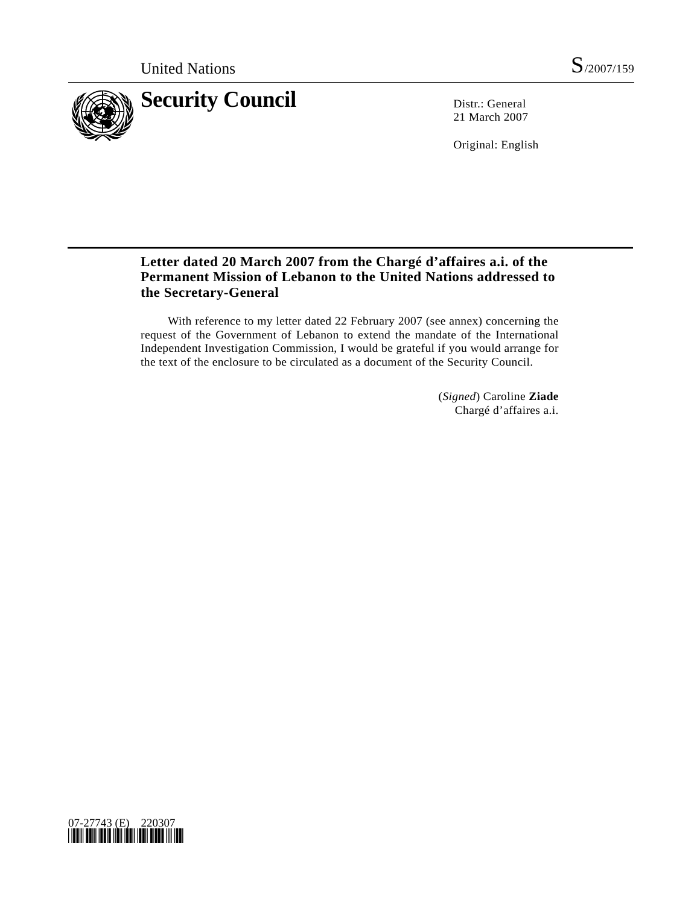United Nations S/2007/159

# Security Council

Distr.: General
21 March 2007

Original: English

## Letter dated 20 March 2007 from the Chargé d'affaires a.i. of the Permanent Mission of Lebanon to the United Nations addressed to the Secretary-General

With reference to my letter dated 22 February 2007 (see annex) concerning the request of the Government of Lebanon to extend the mandate of the International Independent Investigation Commission, I would be grateful if you would arrange for the text of the enclosure to be circulated as a document of the Security Council.

(*Signed*) Caroline **Ziade**
Chargé d'affaires a.i.

07-27743 (E) 220307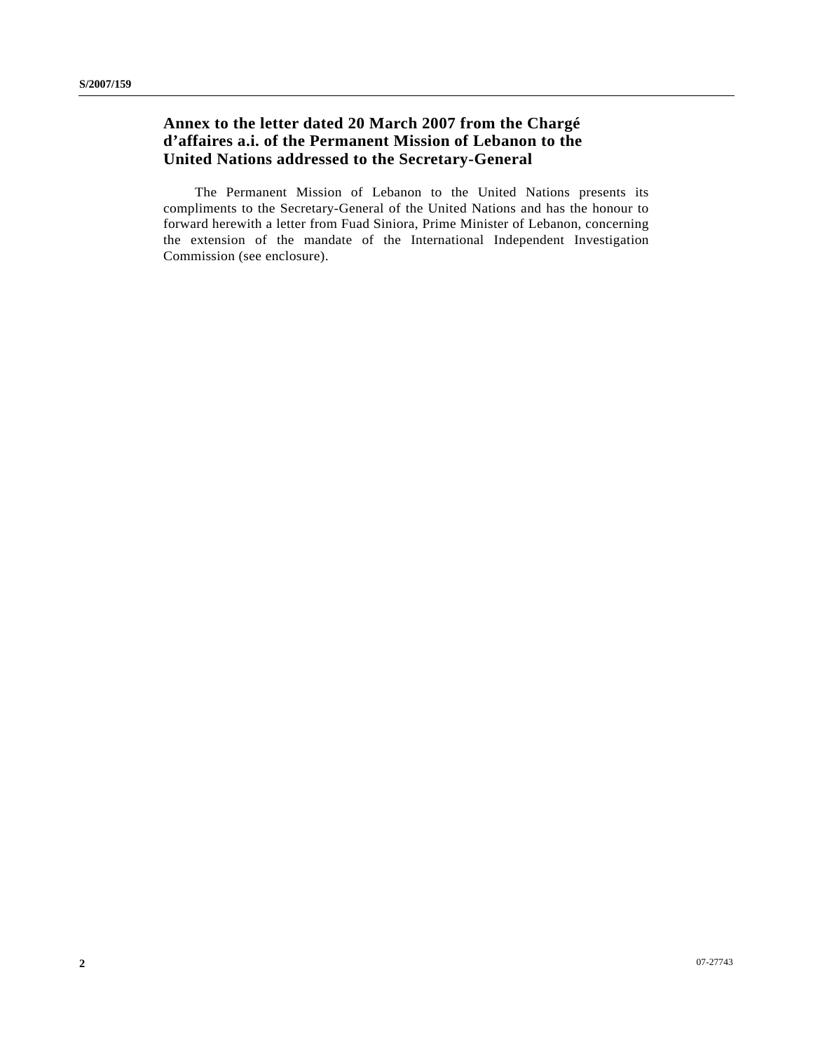## Annex to the letter dated 20 March 2007 from the Chargé d'affaires a.i. of the Permanent Mission of Lebanon to the United Nations addressed to the Secretary-General

The Permanent Mission of Lebanon to the United Nations presents its compliments to the Secretary-General of the United Nations and has the honour to forward herewith a letter from Fuad Siniora, Prime Minister of Lebanon, concerning the extension of the mandate of the International Independent Investigation Commission (see enclosure).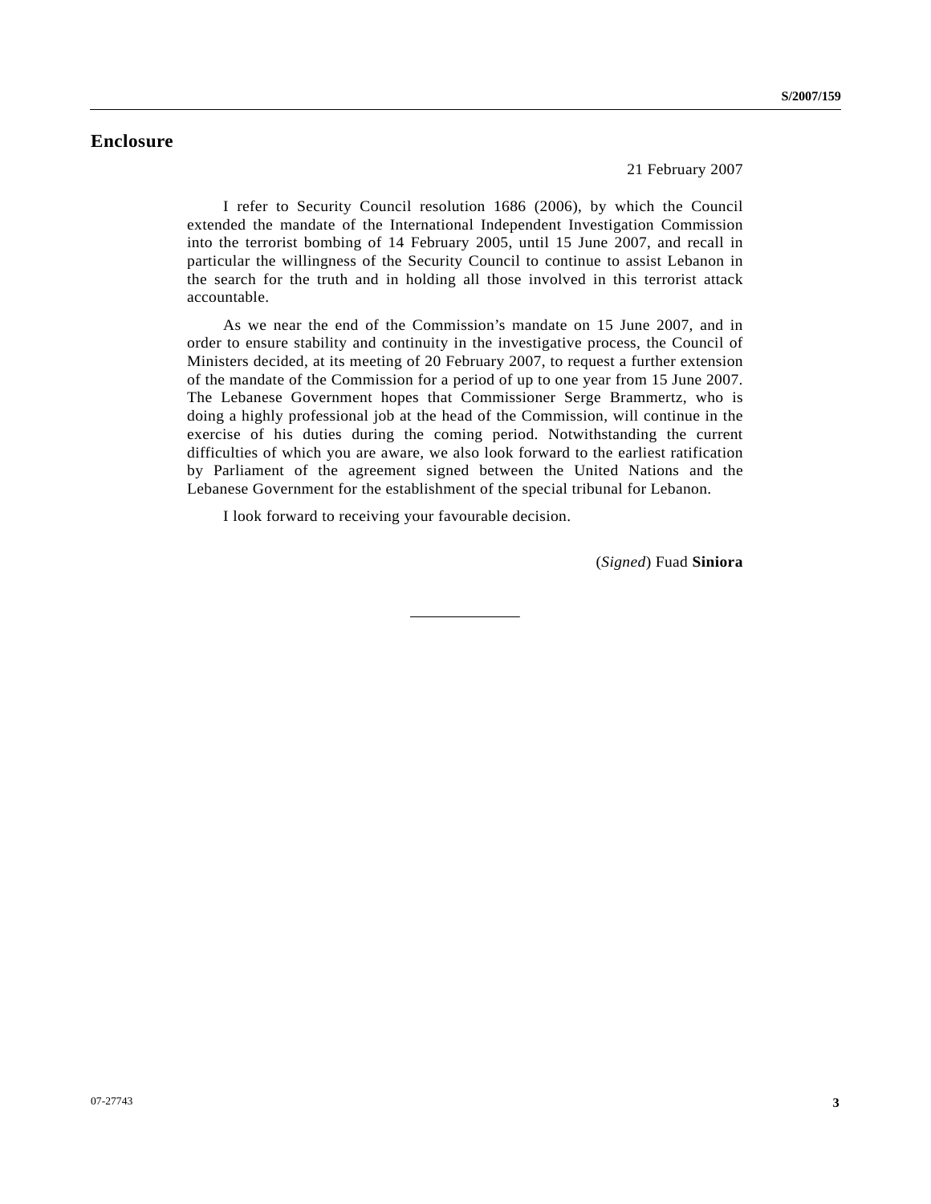## Enclosure

21 February 2007

I refer to Security Council resolution 1686 (2006), by which the Council extended the mandate of the International Independent Investigation Commission into the terrorist bombing of 14 February 2005, until 15 June 2007, and recall in particular the willingness of the Security Council to continue to assist Lebanon in the search for the truth and in holding all those involved in this terrorist attack accountable.

As we near the end of the Commission's mandate on 15 June 2007, and in order to ensure stability and continuity in the investigative process, the Council of Ministers decided, at its meeting of 20 February 2007, to request a further extension of the mandate of the Commission for a period of up to one year from 15 June 2007. The Lebanese Government hopes that Commissioner Serge Brammertz, who is doing a highly professional job at the head of the Commission, will continue in the exercise of his duties during the coming period. Notwithstanding the current difficulties of which you are aware, we also look forward to the earliest ratification by Parliament of the agreement signed between the United Nations and the Lebanese Government for the establishment of the special tribunal for Lebanon.

I look forward to receiving your favourable decision.

(*Signed*) Fuad **Siniora**